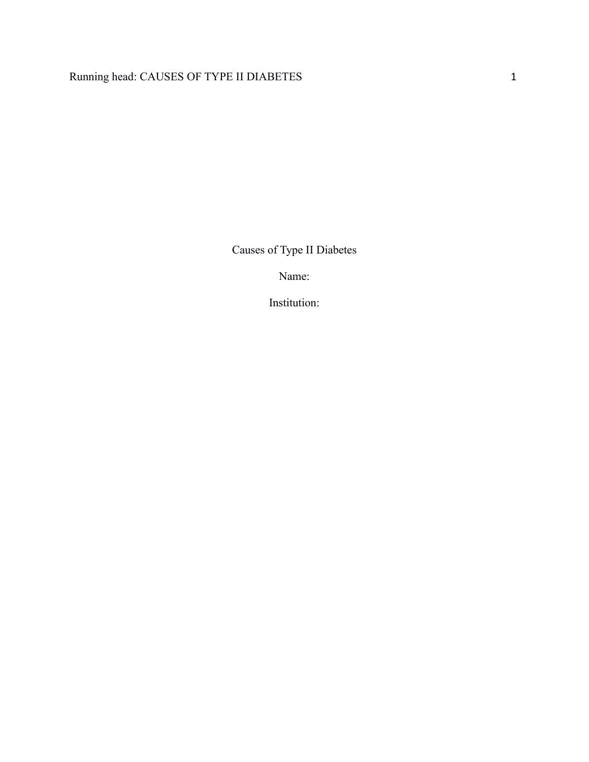# Causes of Type II Diabetes

Name:

Institution: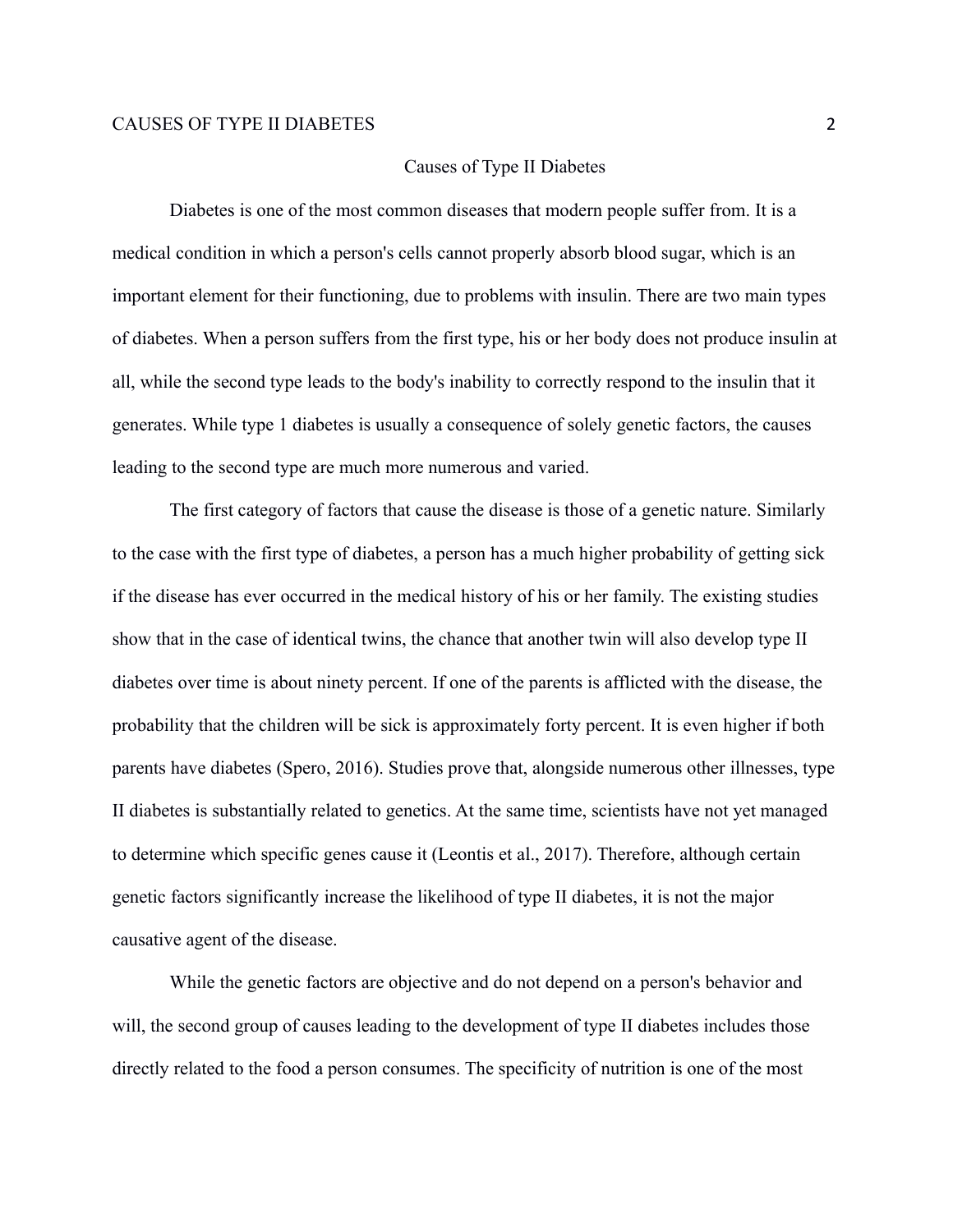# Causes of Type II Diabetes

Diabetes is one of the most common diseases that modern people suffer from. It is a medical condition in which a person's cells cannot properly absorb blood sugar, which is an important element for their functioning, due to problems with insulin. There are two main types of diabetes. When a person suffers from the first type, his or her body does not produce insulin at all, while the second type leads to the body's inability to correctly respond to the insulin that it generates. While type 1 diabetes is usually a consequence of solely genetic factors, the causes leading to the second type are much more numerous and varied.

The first category of factors that cause the disease is those of a genetic nature. Similarly to the case with the first type of diabetes, a person has a much higher probability of getting sick if the disease has ever occurred in the medical history of his or her family. The existing studies show that in the case of identical twins, the chance that another twin will also develop type II diabetes over time is about ninety percent. If one of the parents is afflicted with the disease, the probability that the children will be sick is approximately forty percent. It is even higher if both parents have diabetes (Spero, 2016). Studies prove that, alongside numerous other illnesses, type II diabetes is substantially related to genetics. At the same time, scientists have not yet managed to determine which specific genes cause it (Leontis et al., 2017). Therefore, although certain genetic factors significantly increase the likelihood of type II diabetes, it is not the major causative agent of the disease.

While the genetic factors are objective and do not depend on a person's behavior and will, the second group of causes leading to the development of type II diabetes includes those directly related to the food a person consumes. The specificity of nutrition is one of the most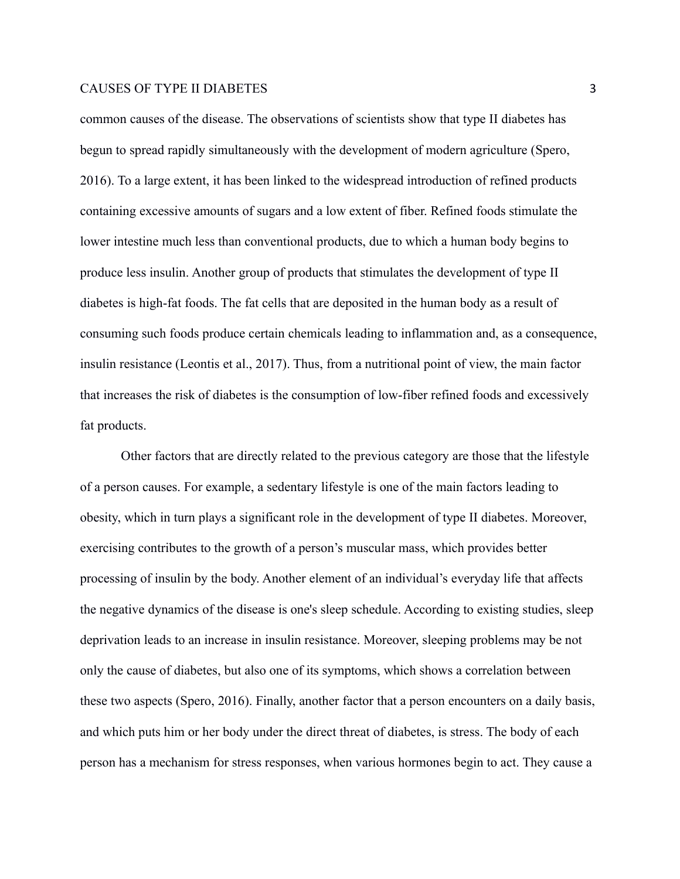common causes of the disease. The observations of scientists show that type II diabetes has begun to spread rapidly simultaneously with the development of modern agriculture (Spero, 2016). To a large extent, it has been linked to the widespread introduction of refined products containing excessive amounts of sugars and a low extent of fiber. Refined foods stimulate the lower intestine much less than conventional products, due to which a human body begins to produce less insulin. Another group of products that stimulates the development of type II diabetes is high-fat foods. The fat cells that are deposited in the human body as a result of consuming such foods produce certain chemicals leading to inflammation and, as a consequence, insulin resistance (Leontis et al., 2017). Thus, from a nutritional point of view, the main factor that increases the risk of diabetes is the consumption of low-fiber refined foods and excessively fat products.

Other factors that are directly related to the previous category are those that the lifestyle of a person causes. For example, a sedentary lifestyle is one of the main factors leading to obesity, which in turn plays a significant role in the development of type II diabetes. Moreover, exercising contributes to the growth of a person's muscular mass, which provides better processing of insulin by the body. Another element of an individual's everyday life that affects the negative dynamics of the disease is one's sleep schedule. According to existing studies, sleep deprivation leads to an increase in insulin resistance. Moreover, sleeping problems may be not only the cause of diabetes, but also one of its symptoms, which shows a correlation between these two aspects (Spero, 2016). Finally, another factor that a person encounters on a daily basis, and which puts him or her body under the direct threat of diabetes, is stress. The body of each person has a mechanism for stress responses, when various hormones begin to act. They cause a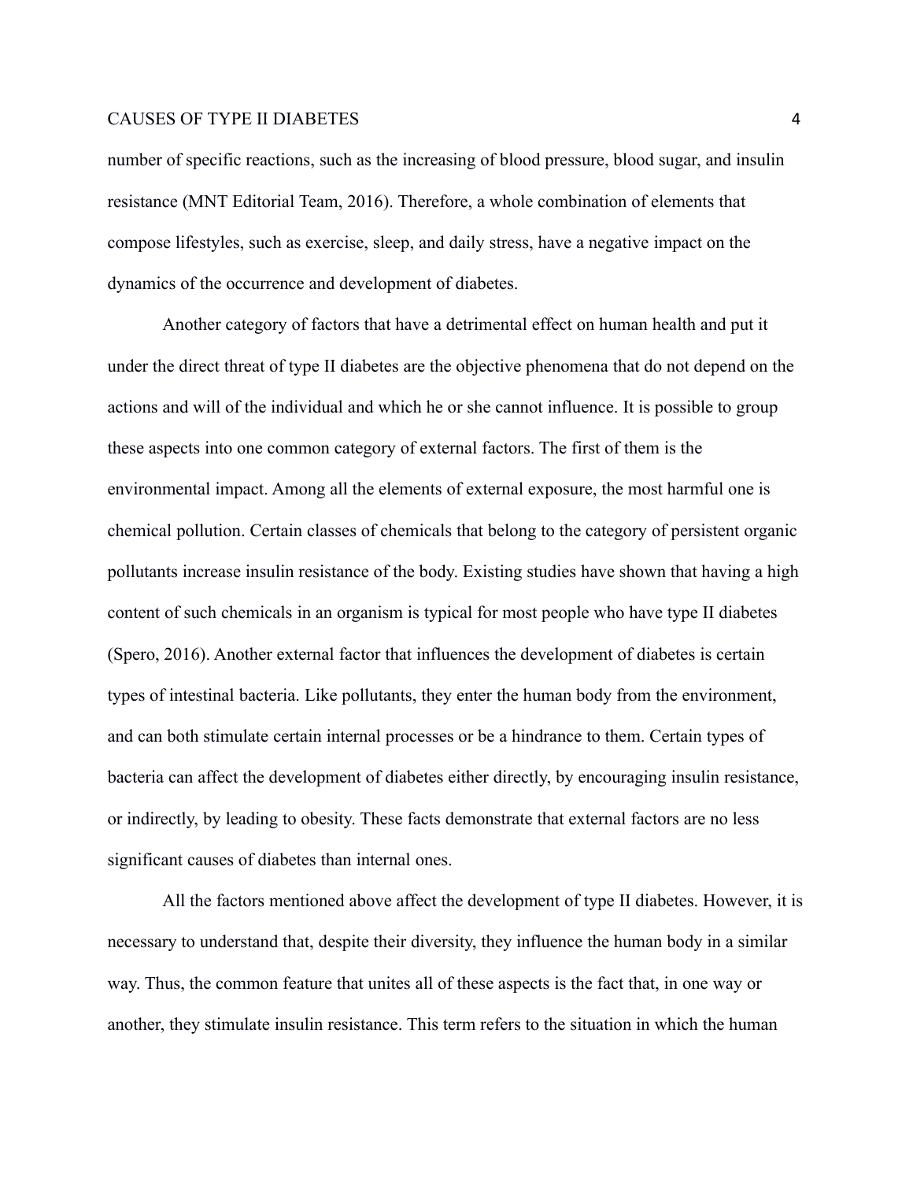number of specific reactions, such as the increasing of blood pressure, blood sugar, and insulin resistance (MNT Editorial Team, 2016). Therefore, a whole combination of elements that compose lifestyles, such as exercise, sleep, and daily stress, have a negative impact on the dynamics of the occurrence and development of diabetes.

Another category of factors that have a detrimental effect on human health and put it under the direct threat of type II diabetes are the objective phenomena that do not depend on the actions and will of the individual and which he or she cannot influence. It is possible to group these aspects into one common category of external factors. The first of them is the environmental impact. Among all the elements of external exposure, the most harmful one is chemical pollution. Certain classes of chemicals that belong to the category of persistent organic pollutants increase insulin resistance of the body. Existing studies have shown that having a high content of such chemicals in an organism is typical for most people who have type II diabetes (Spero, 2016). Another external factor that influences the development of diabetes is certain types of intestinal bacteria. Like pollutants, they enter the human body from the environment, and can both stimulate certain internal processes or be a hindrance to them. Certain types of bacteria can affect the development of diabetes either directly, by encouraging insulin resistance, or indirectly, by leading to obesity. These facts demonstrate that external factors are no less significant causes of diabetes than internal ones.

All the factors mentioned above affect the development of type II diabetes. However, it is necessary to understand that, despite their diversity, they influence the human body in a similar way. Thus, the common feature that unites all of these aspects is the fact that, in one way or another, they stimulate insulin resistance. This term refers to the situation in which the human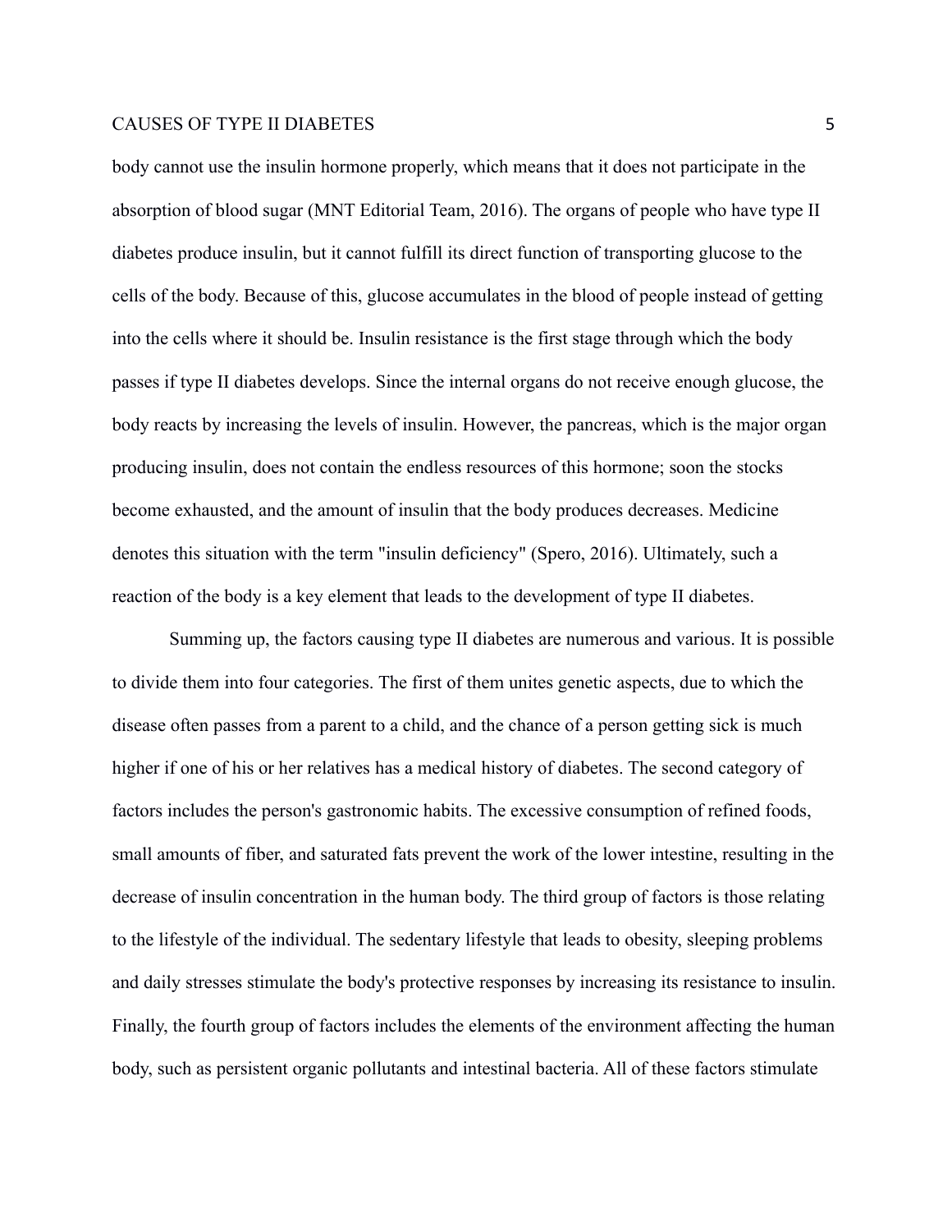body cannot use the insulin hormone properly, which means that it does not participate in the absorption of blood sugar (MNT Editorial Team, 2016). The organs of people who have type II diabetes produce insulin, but it cannot fulfill its direct function of transporting glucose to the cells of the body. Because of this, glucose accumulates in the blood of people instead of getting into the cells where it should be. Insulin resistance is the first stage through which the body passes if type II diabetes develops. Since the internal organs do not receive enough glucose, the body reacts by increasing the levels of insulin. However, the pancreas, which is the major organ producing insulin, does not contain the endless resources of this hormone; soon the stocks become exhausted, and the amount of insulin that the body produces decreases. Medicine denotes this situation with the term "insulin deficiency" (Spero, 2016). Ultimately, such a reaction of the body is a key element that leads to the development of type II diabetes.

Summing up, the factors causing type II diabetes are numerous and various. It is possible to divide them into four categories. The first of them unites genetic aspects, due to which the disease often passes from a parent to a child, and the chance of a person getting sick is much higher if one of his or her relatives has a medical history of diabetes. The second category of factors includes the person's gastronomic habits. The excessive consumption of refined foods, small amounts of fiber, and saturated fats prevent the work of the lower intestine, resulting in the decrease of insulin concentration in the human body. The third group of factors is those relating to the lifestyle of the individual. The sedentary lifestyle that leads to obesity, sleeping problems and daily stresses stimulate the body's protective responses by increasing its resistance to insulin. Finally, the fourth group of factors includes the elements of the environment affecting the human body, such as persistent organic pollutants and intestinal bacteria. All of these factors stimulate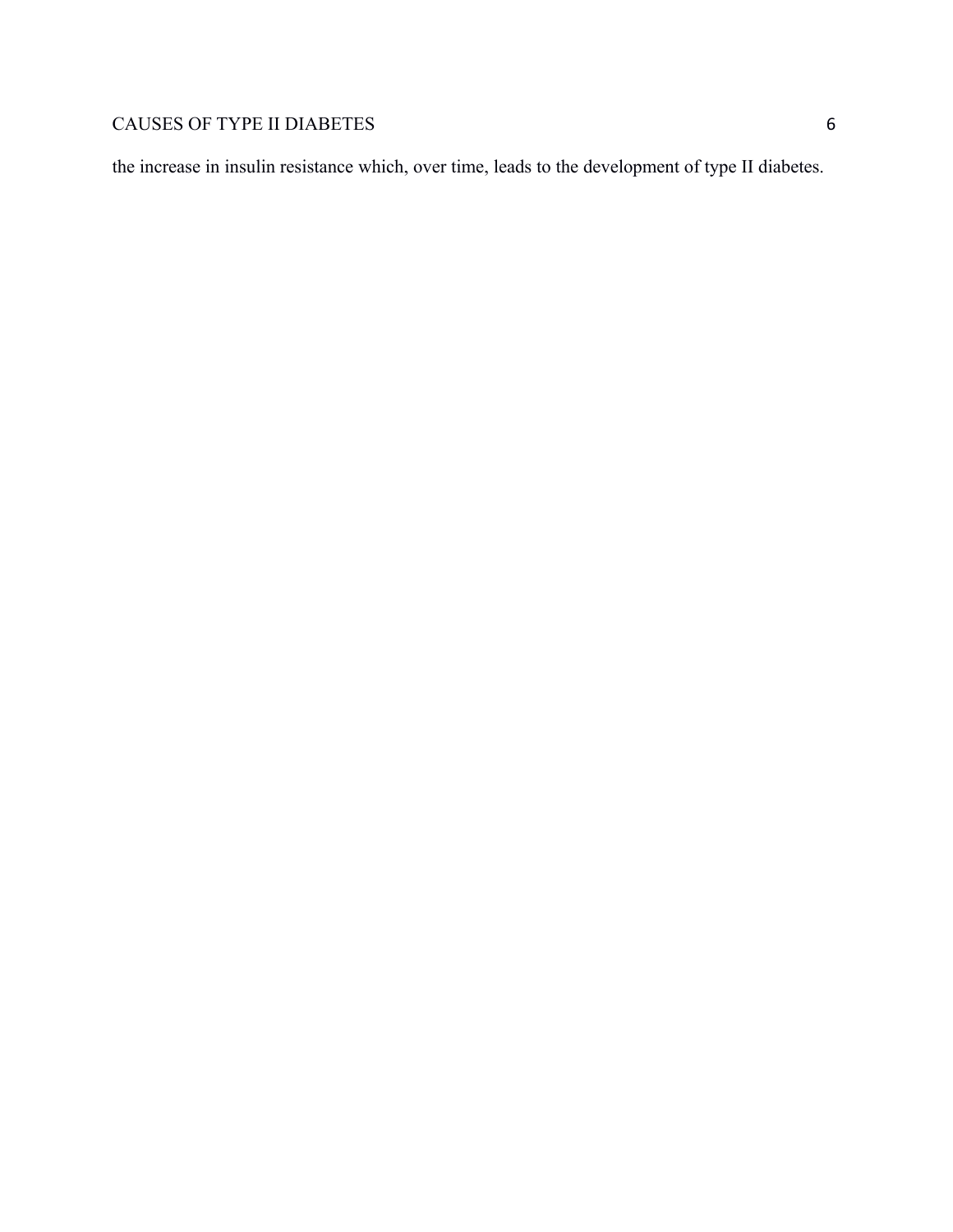the increase in insulin resistance which, over time, leads to the development of type II diabetes.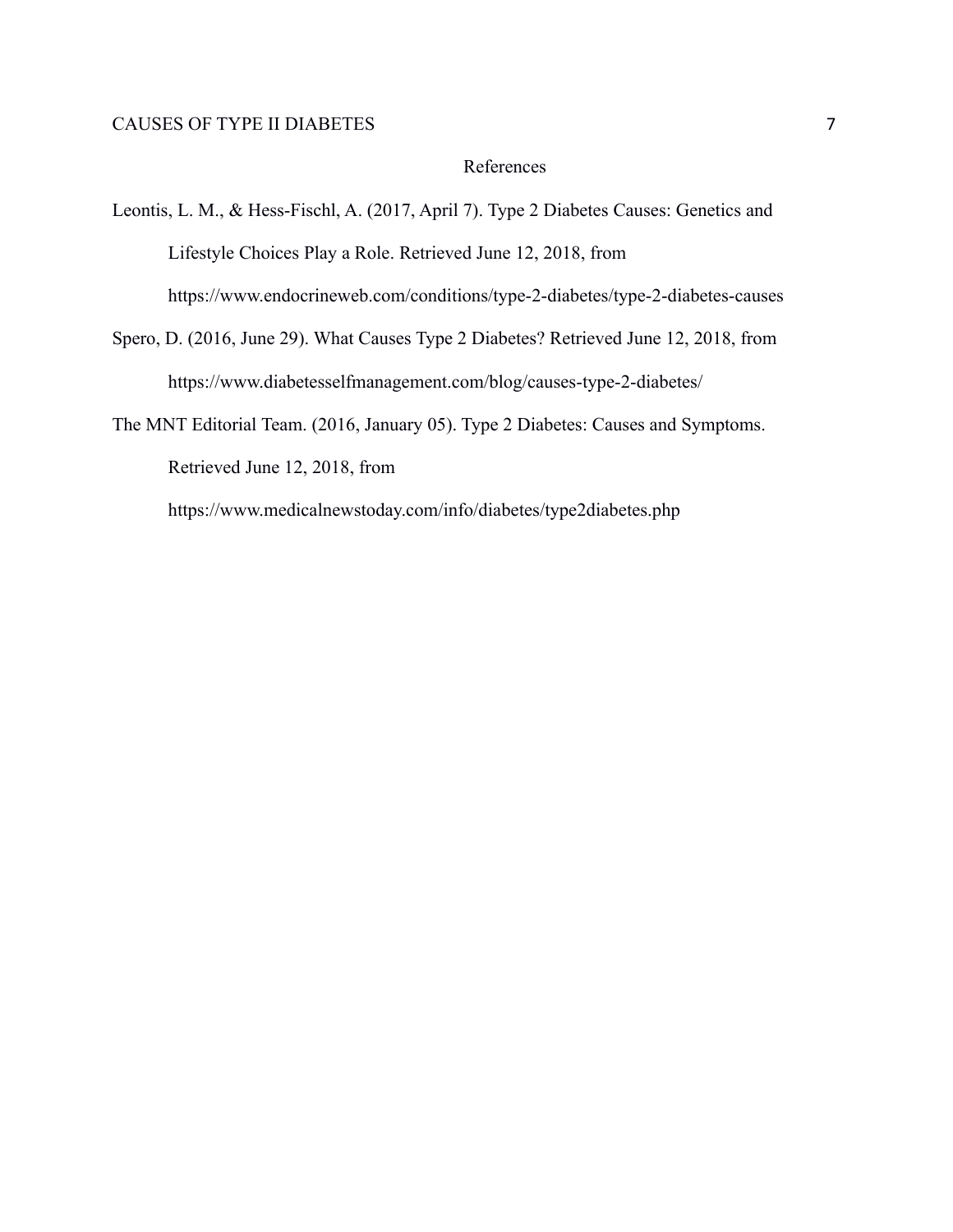# References

Leontis, L. M., & Hess-Fischl, A. (2017, April 7). Type 2 Diabetes Causes: Genetics and Lifestyle Choices Play a Role. Retrieved June 12, 2018, from https://www.endocrineweb.com/conditions/type-2-diabetes/type-2-diabetes-causes

Spero, D. (2016, June 29). What Causes Type 2 Diabetes? Retrieved June 12, 2018, from https://www.diabetesselfmanagement.com/blog/causes-type-2-diabetes/

The MNT Editorial Team. (2016, January 05). Type 2 Diabetes: Causes and Symptoms. Retrieved June 12, 2018, from https://www.medicalnewstoday.com/info/diabetes/type2diabetes.php